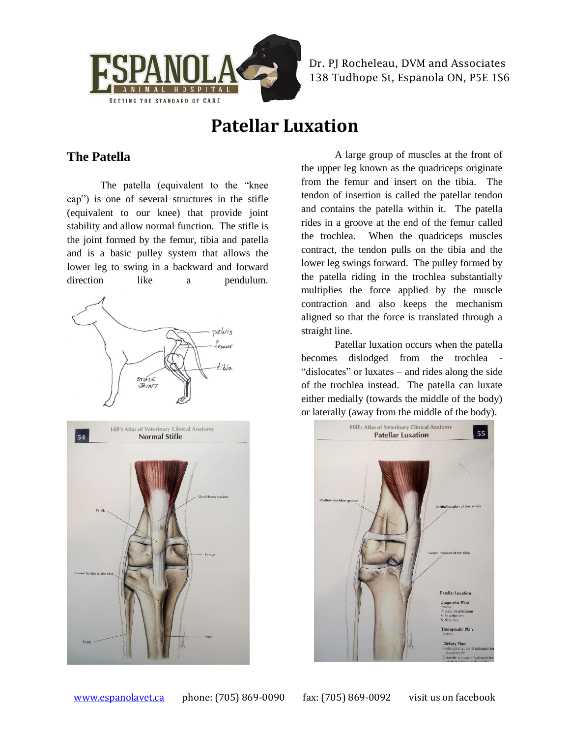# Patellar Luxation

## The Patella

The patella (equivalent to the "knee cap") is one of several structures in the stifle (equivalent to our knee) that provide joint stability and allow normal function. The stifle is the joint formed by the femur, tibia and patella and is a basic pulley system that allows the lower leg to swing in a backward and forward direction like a pendulum.

A large group of muscles at the front of the upper leg known as the quadriceps originate from the femur and insert on the tibia. The tendon of insertion is called the patellar tendon and contains the patella within it. The patella rides in a groove at the end of the femur called the trochlea. When the quadriceps muscles contract, the tendon pulls on the tibia and the lower leg swings forward. The pulley formed by the patella riding in the trochlea substantially multiplies the force applied by the muscle contraction and also keeps the mechanism aligned so that the force is translated through a straight line.

Patellar luxation occurs when the patella becomes dislodged from the trochlea - "dislocates" or luxates – and rides along the side of the trochlea instead. The patella can luxate either medially (towards the middle of the body) or laterally (away from the middle of the body).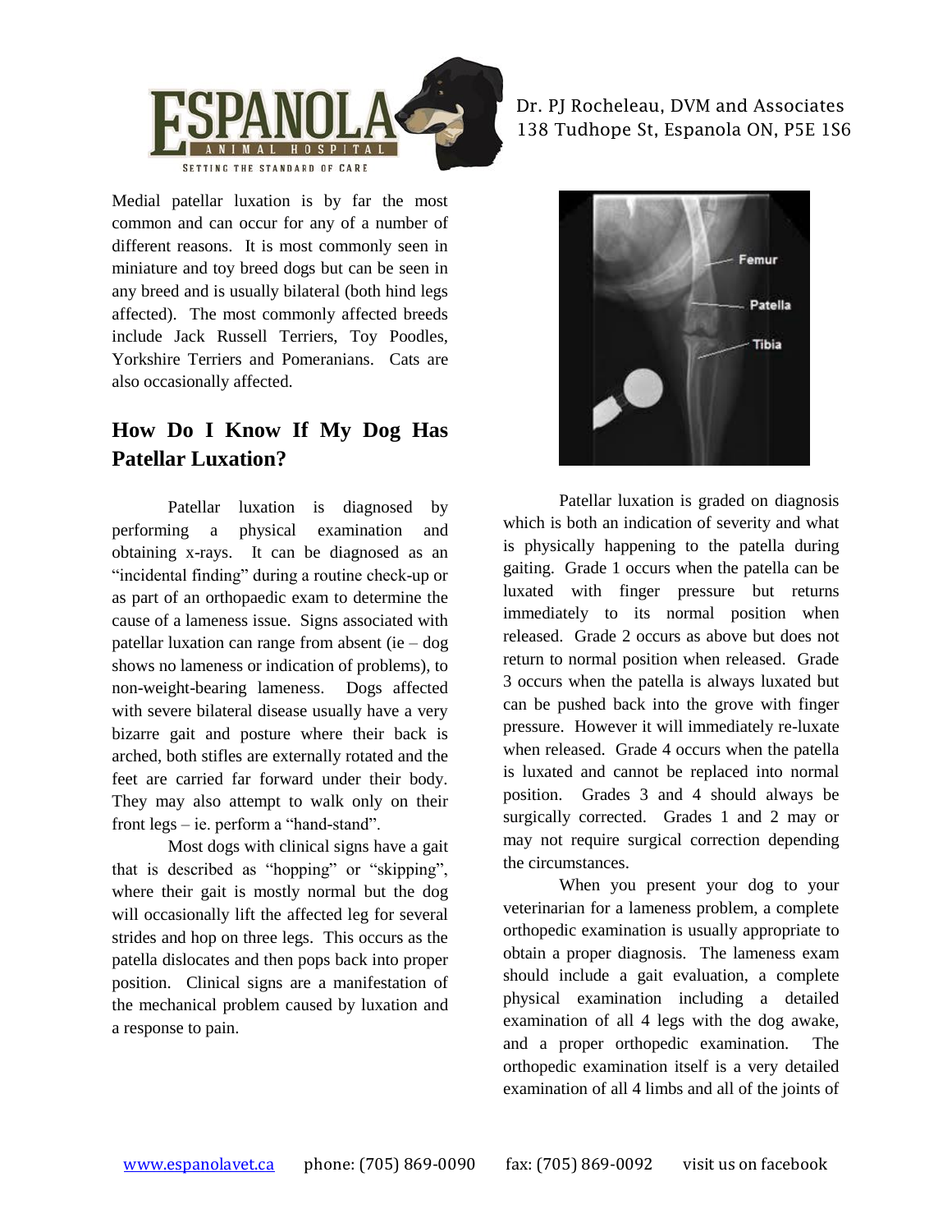Medial patellar luxation is by far the most common and can occur for any of a number of different reasons. It is most commonly seen in miniature and toy breed dogs but can be seen in any breed and is usually bilateral (both hind legs affected). The most commonly affected breeds include Jack Russell Terriers, Toy Poodles, Yorkshire Terriers and Pomeranians. Cats are also occasionally affected.

## How Do I Know If My Dog Has Patellar Luxation?

Patellar luxation is diagnosed by performing a physical examination and obtaining x-rays. It can be diagnosed as an "incidental finding" during a routine check-up or as part of an orthopaedic exam to determine the cause of a lameness issue. Signs associated with patellar luxation can range from absent (ie – dog shows no lameness or indication of problems), to non-weight-bearing lameness. Dogs affected with severe bilateral disease usually have a very bizarre gait and posture where their back is arched, both stifles are externally rotated and the feet are carried far forward under their body. They may also attempt to walk only on their front legs – ie. perform a "hand-stand".

Most dogs with clinical signs have a gait that is described as "hopping" or "skipping", where their gait is mostly normal but the dog will occasionally lift the affected leg for several strides and hop on three legs. This occurs as the patella dislocates and then pops back into proper position. Clinical signs are a manifestation of the mechanical problem caused by luxation and a response to pain.

Patellar luxation is graded on diagnosis which is both an indication of severity and what is physically happening to the patella during gaiting. Grade 1 occurs when the patella can be luxated with finger pressure but returns immediately to its normal position when released. Grade 2 occurs as above but does not return to normal position when released. Grade 3 occurs when the patella is always luxated but can be pushed back into the grove with finger pressure. However it will immediately re-luxate when released. Grade 4 occurs when the patella is luxated and cannot be replaced into normal position. Grades 3 and 4 should always be surgically corrected. Grades 1 and 2 may or may not require surgical correction depending the circumstances.

When you present your dog to your veterinarian for a lameness problem, a complete orthopedic examination is usually appropriate to obtain a proper diagnosis. The lameness exam should include a gait evaluation, a complete physical examination including a detailed examination of all 4 legs with the dog awake, and a proper orthopedic examination. The orthopedic examination itself is a very detailed examination of all 4 limbs and all of the joints of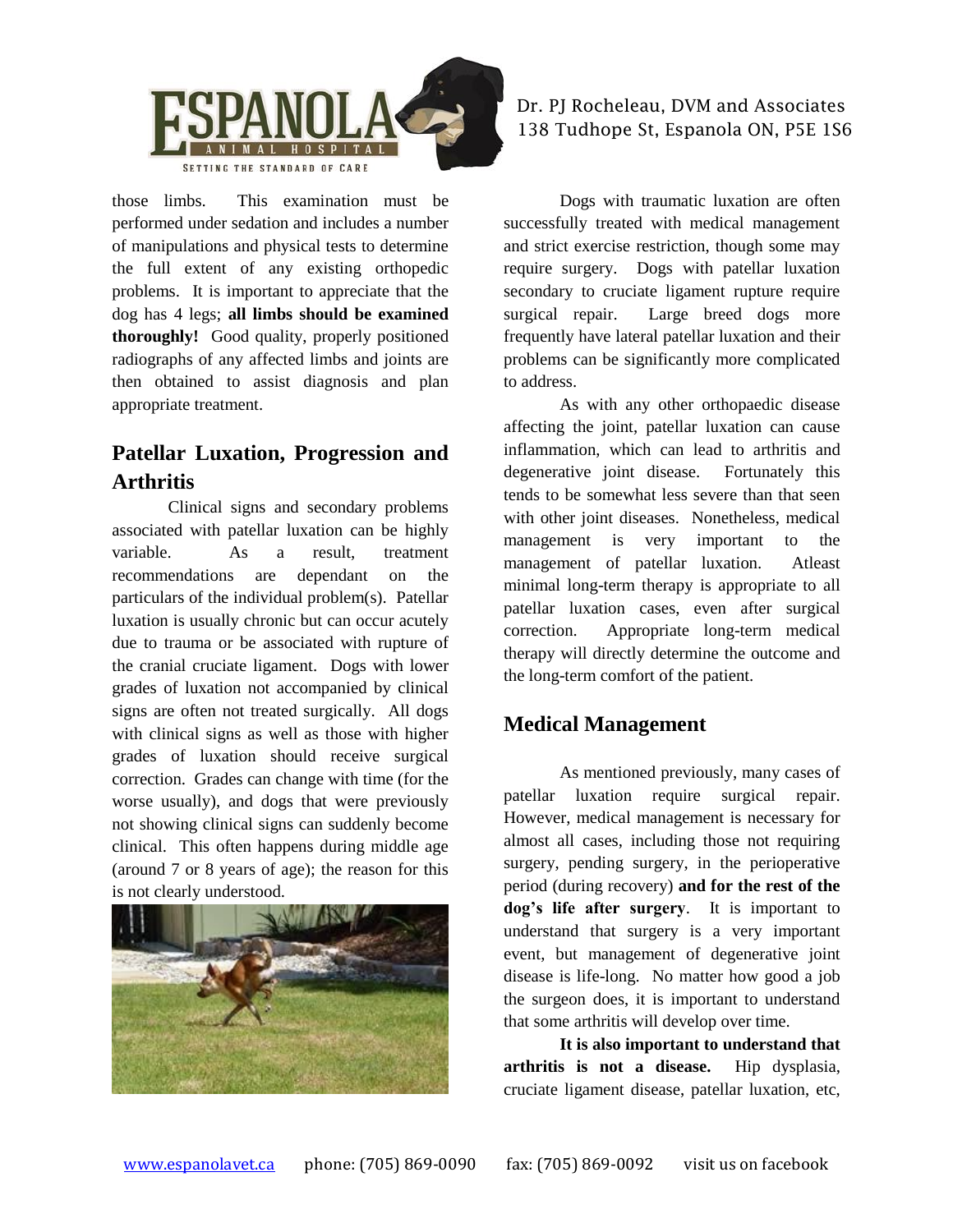those limbs. This examination must be performed under sedation and includes a number of manipulations and physical tests to determine the full extent of any existing orthopedic problems. It is important to appreciate that the dog has 4 legs; **all limbs should be examined thoroughly!** Good quality, properly positioned radiographs of any affected limbs and joints are then obtained to assist diagnosis and plan appropriate treatment.

## Patellar Luxation, Progression and Arthritis

Clinical signs and secondary problems associated with patellar luxation can be highly variable. As a result, treatment recommendations are dependant on the particulars of the individual problem(s). Patellar luxation is usually chronic but can occur acutely due to trauma or be associated with rupture of the cranial cruciate ligament. Dogs with lower grades of luxation not accompanied by clinical signs are often not treated surgically. All dogs with clinical signs as well as those with higher grades of luxation should receive surgical correction. Grades can change with time (for the worse usually), and dogs that were previously not showing clinical signs can suddenly become clinical. This often happens during middle age (around 7 or 8 years of age); the reason for this is not clearly understood.

Dogs with traumatic luxation are often successfully treated with medical management and strict exercise restriction, though some may require surgery. Dogs with patellar luxation secondary to cruciate ligament rupture require surgical repair. Large breed dogs more frequently have lateral patellar luxation and their problems can be significantly more complicated to address.

As with any other orthopaedic disease affecting the joint, patellar luxation can cause inflammation, which can lead to arthritis and degenerative joint disease. Fortunately this tends to be somewhat less severe than that seen with other joint diseases. Nonetheless, medical management is very important to the management of patellar luxation. Atleast minimal long-term therapy is appropriate to all patellar luxation cases, even after surgical correction. Appropriate long-term medical therapy will directly determine the outcome and the long-term comfort of the patient.

## Medical Management

As mentioned previously, many cases of patellar luxation require surgical repair. However, medical management is necessary for almost all cases, including those not requiring surgery, pending surgery, in the perioperative period (during recovery) **and for the rest of the dog's life after surgery**. It is important to understand that surgery is a very important event, but management of degenerative joint disease is life-long. No matter how good a job the surgeon does, it is important to understand that some arthritis will develop over time.

**It is also important to understand that arthritis is not a disease.** Hip dysplasia, cruciate ligament disease, patellar luxation, etc,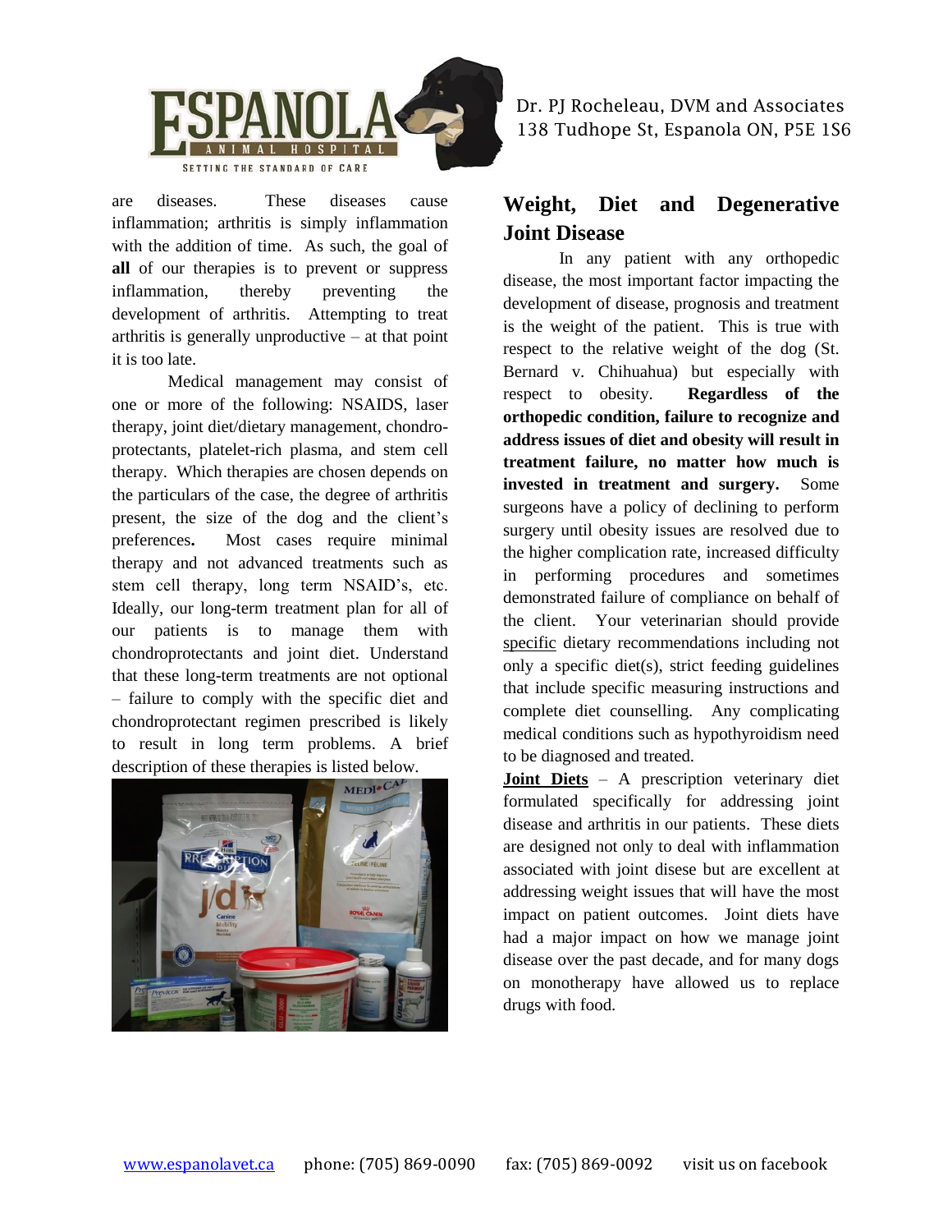are diseases. These diseases cause inflammation; arthritis is simply inflammation with the addition of time. As such, the goal of **all** of our therapies is to prevent or suppress inflammation, thereby preventing the development of arthritis. Attempting to treat arthritis is generally unproductive – at that point it is too late.

Medical management may consist of one or more of the following: NSAIDS, laser therapy, joint diet/dietary management, chondro-protectants, platelet-rich plasma, and stem cell therapy. Which therapies are chosen depends on the particulars of the case, the degree of arthritis present, the size of the dog and the client's preferences**.** Most cases require minimal therapy and not advanced treatments such as stem cell therapy, long term NSAID's, etc. Ideally, our long-term treatment plan for all of our patients is to manage them with chondroprotectants and joint diet. Understand that these long-term treatments are not optional – failure to comply with the specific diet and chondroprotectant regimen prescribed is likely to result in long term problems. A brief description of these therapies is listed below.

## Weight, Diet and Degenerative Joint Disease

In any patient with any orthopedic disease, the most important factor impacting the development of disease, prognosis and treatment is the weight of the patient. This is true with respect to the relative weight of the dog (St. Bernard v. Chihuahua) but especially with respect to obesity. **Regardless of the orthopedic condition, failure to recognize and address issues of diet and obesity will result in treatment failure, no matter how much is invested in treatment and surgery.** Some surgeons have a policy of declining to perform surgery until obesity issues are resolved due to the higher complication rate, increased difficulty in performing procedures and sometimes demonstrated failure of compliance on behalf of the client. Your veterinarian should provide specific dietary recommendations including not only a specific diet(s), strict feeding guidelines that include specific measuring instructions and complete diet counselling. Any complicating medical conditions such as hypothyroidism need to be diagnosed and treated.

**Joint Diets** – A prescription veterinary diet formulated specifically for addressing joint disease and arthritis in our patients. These diets are designed not only to deal with inflammation associated with joint disese but are excellent at addressing weight issues that will have the most impact on patient outcomes. Joint diets have had a major impact on how we manage joint disease over the past decade, and for many dogs on monotherapy have allowed us to replace drugs with food.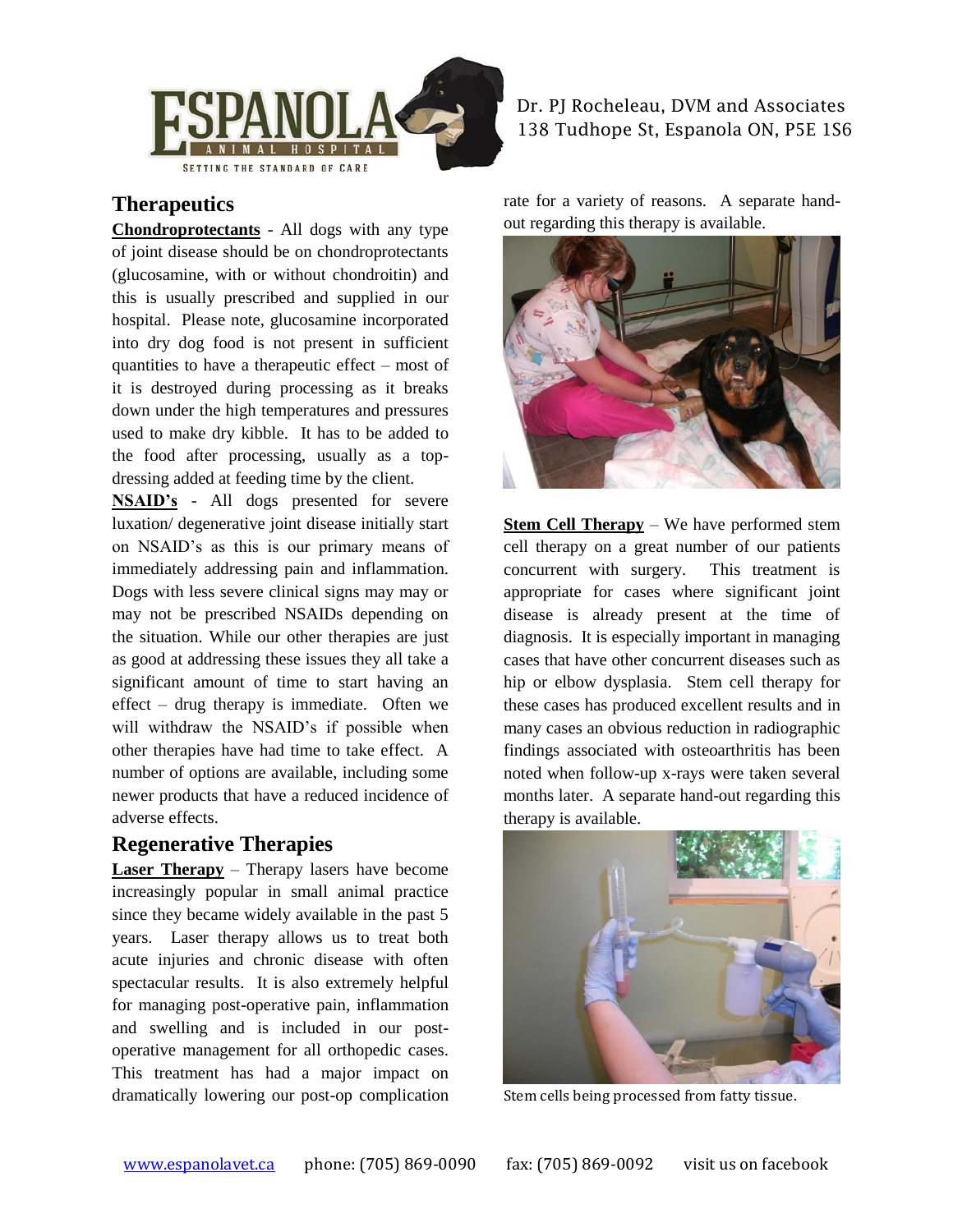## Therapeutics

**Chondroprotectants** - All dogs with any type of joint disease should be on chondroprotectants (glucosamine, with or without chondroitin) and this is usually prescribed and supplied in our hospital. Please note, glucosamine incorporated into dry dog food is not present in sufficient quantities to have a therapeutic effect – most of it is destroyed during processing as it breaks down under the high temperatures and pressures used to make dry kibble. It has to be added to the food after processing, usually as a top-dressing added at feeding time by the client.

**NSAID's** - All dogs presented for severe luxation/ degenerative joint disease initially start on NSAID's as this is our primary means of immediately addressing pain and inflammation. Dogs with less severe clinical signs may may or may not be prescribed NSAIDs depending on the situation. While our other therapies are just as good at addressing these issues they all take a significant amount of time to start having an effect – drug therapy is immediate. Often we will withdraw the NSAID's if possible when other therapies have had time to take effect. A number of options are available, including some newer products that have a reduced incidence of adverse effects.

## Regenerative Therapies

**Laser Therapy** – Therapy lasers have become increasingly popular in small animal practice since they became widely available in the past 5 years. Laser therapy allows us to treat both acute injuries and chronic disease with often spectacular results. It is also extremely helpful for managing post-operative pain, inflammation and swelling and is included in our post-operative management for all orthopedic cases. This treatment has had a major impact on dramatically lowering our post-op complication rate for a variety of reasons. A separate hand-out regarding this therapy is available.

**Stem Cell Therapy** – We have performed stem cell therapy on a great number of our patients concurrent with surgery. This treatment is appropriate for cases where significant joint disease is already present at the time of diagnosis. It is especially important in managing cases that have other concurrent diseases such as hip or elbow dysplasia. Stem cell therapy for these cases has produced excellent results and in many cases an obvious reduction in radiographic findings associated with osteoarthritis has been noted when follow-up x-rays were taken several months later. A separate hand-out regarding this therapy is available.

Stem cells being processed from fatty tissue.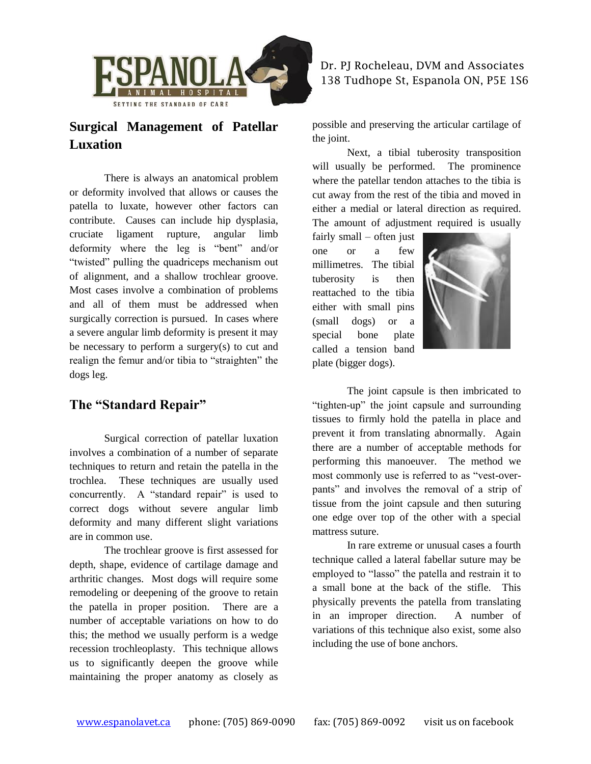## Surgical Management of Patellar Luxation

There is always an anatomical problem or deformity involved that allows or causes the patella to luxate, however other factors can contribute. Causes can include hip dysplasia, cruciate ligament rupture, angular limb deformity where the leg is "bent" and/or "twisted" pulling the quadriceps mechanism out of alignment, and a shallow trochlear groove. Most cases involve a combination of problems and all of them must be addressed when surgically correction is pursued. In cases where a severe angular limb deformity is present it may be necessary to perform a surgery(s) to cut and realign the femur and/or tibia to "straighten" the dogs leg.

## The "Standard Repair"

Surgical correction of patellar luxation involves a combination of a number of separate techniques to return and retain the patella in the trochlea. These techniques are usually used concurrently. A "standard repair" is used to correct dogs without severe angular limb deformity and many different slight variations are in common use.

The trochlear groove is first assessed for depth, shape, evidence of cartilage damage and arthritic changes. Most dogs will require some remodeling or deepening of the groove to retain the patella in proper position. There are a number of acceptable variations on how to do this; the method we usually perform is a wedge recession trochleoplasty. This technique allows us to significantly deepen the groove while maintaining the proper anatomy as closely as possible and preserving the articular cartilage of the joint.

Next, a tibial tuberosity transposition will usually be performed. The prominence where the patellar tendon attaches to the tibia is cut away from the rest of the tibia and moved in either a medial or lateral direction as required. The amount of adjustment required is usually fairly small – often just one or a few millimetres. The tibial tuberosity is then reattached to the tibia either with small pins (small dogs) or a special bone plate called a tension band plate (bigger dogs).

The joint capsule is then imbricated to "tighten-up" the joint capsule and surrounding tissues to firmly hold the patella in place and prevent it from translating abnormally. Again there are a number of acceptable methods for performing this manoeuver. The method we most commonly use is referred to as "vest-over-pants" and involves the removal of a strip of tissue from the joint capsule and then suturing one edge over top of the other with a special mattress suture.

In rare extreme or unusual cases a fourth technique called a lateral fabellar suture may be employed to "lasso" the patella and restrain it to a small bone at the back of the stifle. This physically prevents the patella from translating in an improper direction. A number of variations of this technique also exist, some also including the use of bone anchors.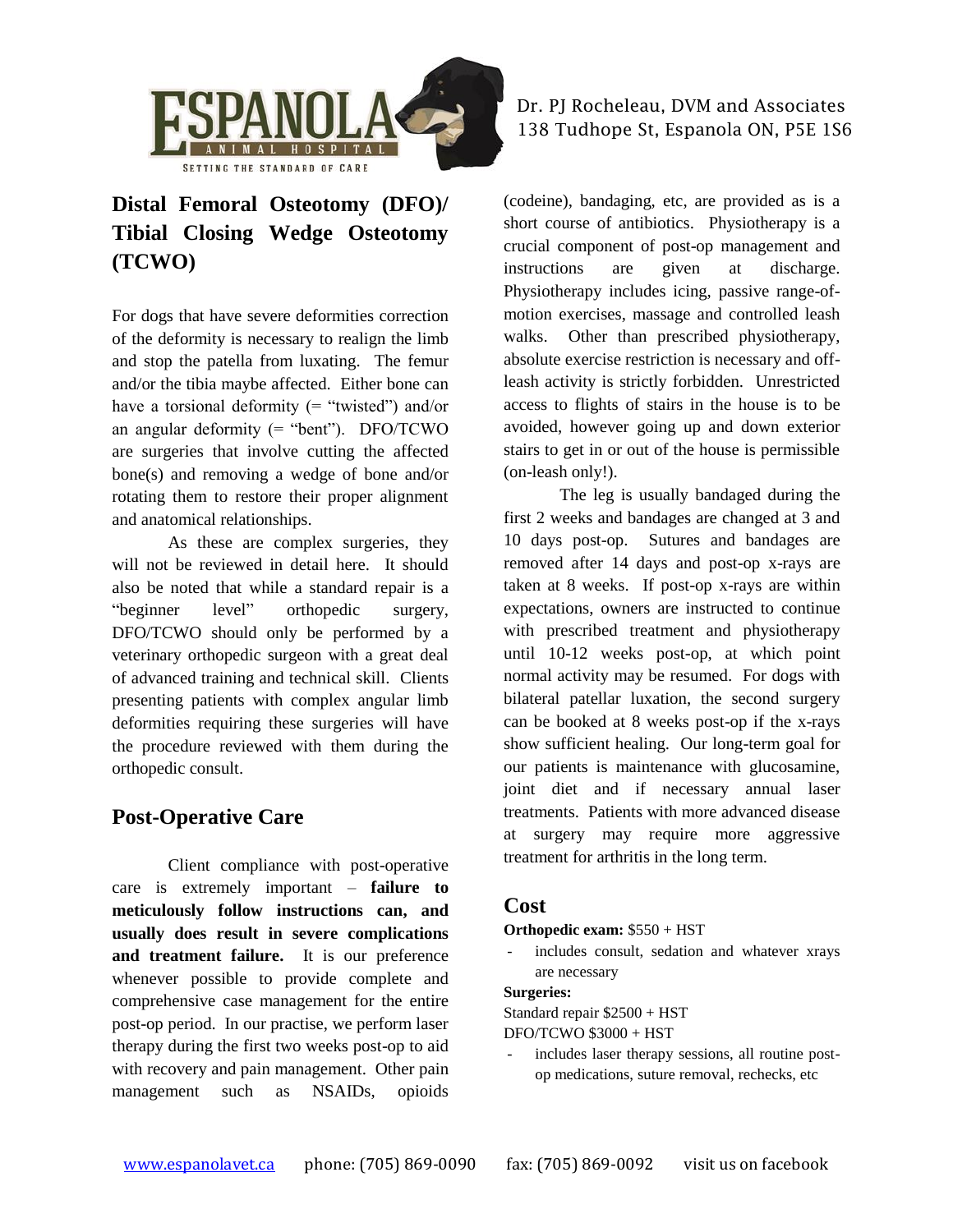## Distal Femoral Osteotomy (DFO)/ Tibial Closing Wedge Osteotomy (TCWO)

For dogs that have severe deformities correction of the deformity is necessary to realign the limb and stop the patella from luxating. The femur and/or the tibia maybe affected. Either bone can have a torsional deformity (= "twisted") and/or an angular deformity (= "bent"). DFO/TCWO are surgeries that involve cutting the affected bone(s) and removing a wedge of bone and/or rotating them to restore their proper alignment and anatomical relationships.

As these are complex surgeries, they will not be reviewed in detail here. It should also be noted that while a standard repair is a "beginner level" orthopedic surgery, DFO/TCWO should only be performed by a veterinary orthopedic surgeon with a great deal of advanced training and technical skill. Clients presenting patients with complex angular limb deformities requiring these surgeries will have the procedure reviewed with them during the orthopedic consult.

## Post-Operative Care

Client compliance with post-operative care is extremely important – **failure to meticulously follow instructions can, and usually does result in severe complications and treatment failure.** It is our preference whenever possible to provide complete and comprehensive case management for the entire post-op period. In our practise, we perform laser therapy during the first two weeks post-op to aid with recovery and pain management. Other pain management such as NSAIDs, opioids (codeine), bandaging, etc, are provided as is a short course of antibiotics. Physiotherapy is a crucial component of post-op management and instructions are given at discharge. Physiotherapy includes icing, passive range-of-motion exercises, massage and controlled leash walks. Other than prescribed physiotherapy, absolute exercise restriction is necessary and off-leash activity is strictly forbidden. Unrestricted access to flights of stairs in the house is to be avoided, however going up and down exterior stairs to get in or out of the house is permissible (on-leash only!).

The leg is usually bandaged during the first 2 weeks and bandages are changed at 3 and 10 days post-op. Sutures and bandages are removed after 14 days and post-op x-rays are taken at 8 weeks. If post-op x-rays are within expectations, owners are instructed to continue with prescribed treatment and physiotherapy until 10-12 weeks post-op, at which point normal activity may be resumed. For dogs with bilateral patellar luxation, the second surgery can be booked at 8 weeks post-op if the x-rays show sufficient healing. Our long-term goal for our patients is maintenance with glucosamine, joint diet and if necessary annual laser treatments. Patients with more advanced disease at surgery may require more aggressive treatment for arthritis in the long term.

## Cost

**Orthopedic exam:** $550 + HST

- includes consult, sedation and whatever xrays are necessary

**Surgeries:**

Standard repair $2500 + HST

DFO/TCWO $3000 + HST

- includes laser therapy sessions, all routine post-op medications, suture removal, rechecks, etc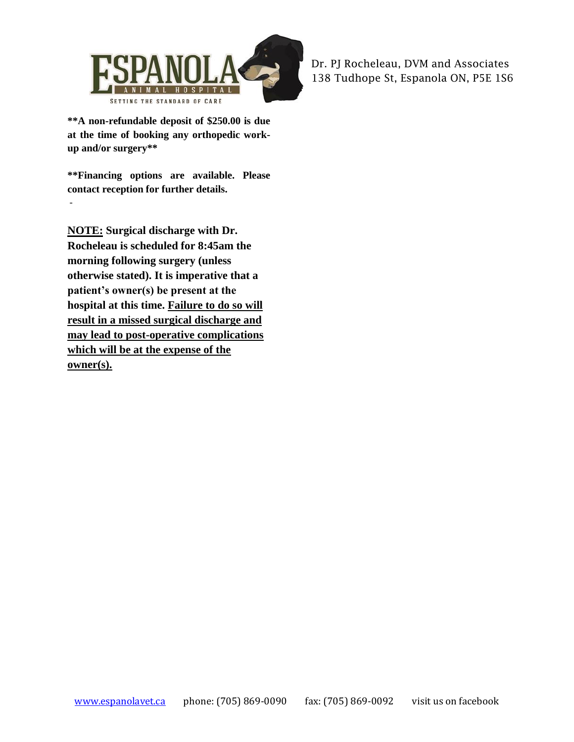Dr. PJ Rocheleau, DVM and Associates
138 Tudhope St, Espanola ON, P5E 1S6

**\*\*A non-refundable deposit of $250.00 is due at the time of booking any orthopedic work-up and/or surgery\*\***

**\*\*Financing options are available. Please contact reception for further details.**

-

**NOTE:** **Surgical discharge with Dr. Rocheleau is scheduled for 8:45am the morning following surgery (unless otherwise stated). It is imperative that a patient's owner(s) be present at the hospital at this time. Failure to do so will result in a missed surgical discharge and may lead to post-operative complications which will be at the expense of the owner(s).**

www.espanolavet.ca phone: (705) 869-0090 fax: (705) 869-0092 visit us on facebook